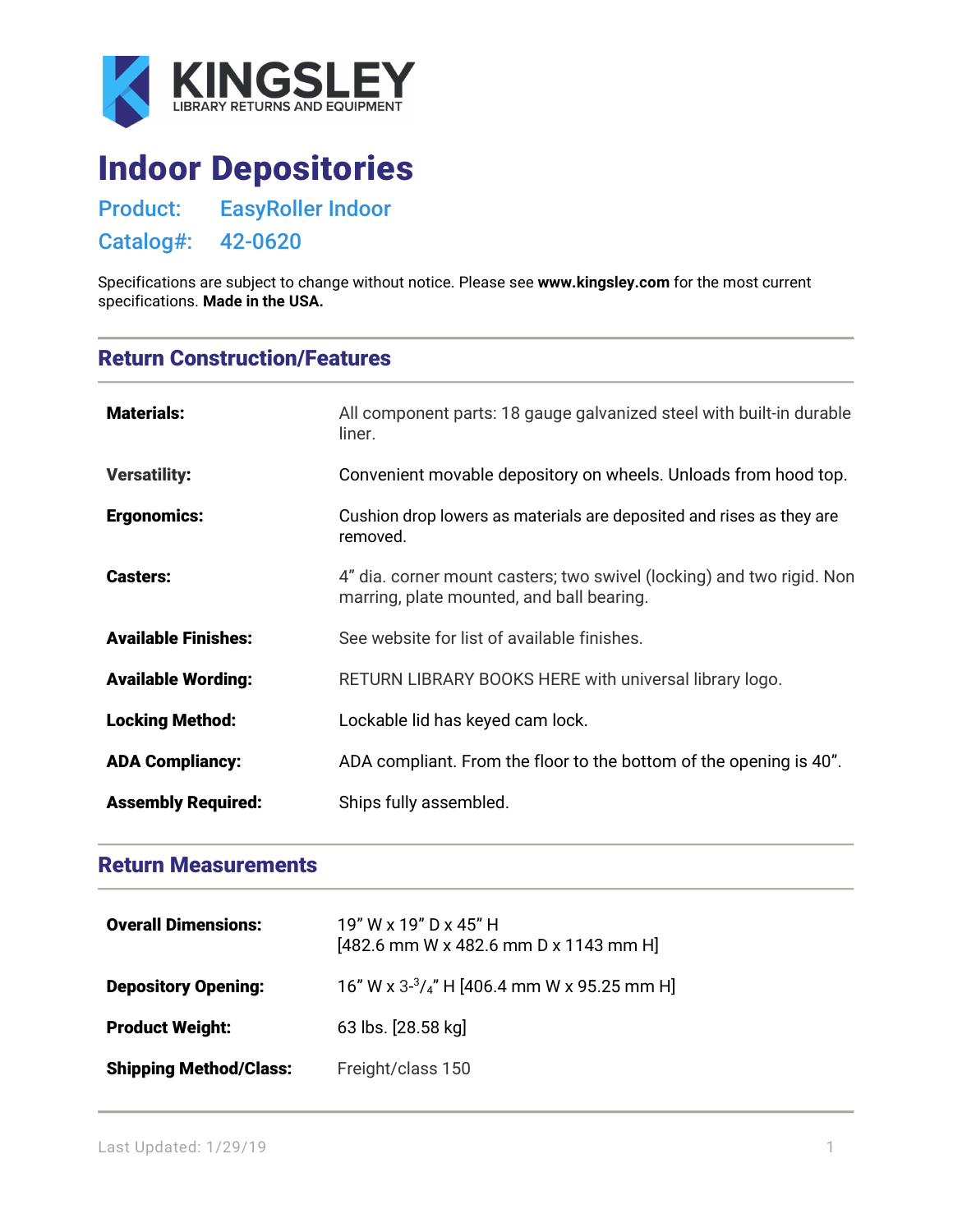KINGSLEY
LIBRARY RETURNS AND EQUIPMENT

# Indoor Depositories

## Product: EasyRoller Indoor

## Catalog#: 42-0620

Specifications are subject to change without notice. Please see **www.kingsley.com** for the most current specifications. **Made in the USA.**

## Return Construction/Features

| | |
|---|---|
| **Materials:** | All component parts: 18 gauge galvanized steel with built-in durable liner. |
| **Versatility:** | Convenient movable depository on wheels. Unloads from hood top. |
| **Ergonomics:** | Cushion drop lowers as materials are deposited and rises as they are removed. |
| **Casters:** | 4" dia. corner mount casters; two swivel (locking) and two rigid. Non marring, plate mounted, and ball bearing. |
| **Available Finishes:** | See website for list of available finishes. |
| **Available Wording:** | RETURN LIBRARY BOOKS HERE with universal library logo. |
| **Locking Method:** | Lockable lid has keyed cam lock. |
| **ADA Compliancy:** | ADA compliant. From the floor to the bottom of the opening is 40". |
| **Assembly Required:** | Ships fully assembled. |

## Return Measurements

| | |
|---|---|
| **Overall Dimensions:** | 19" W x 19" D x 45" H [482.6 mm W x 482.6 mm D x 1143 mm H] |
| **Depository Opening:** | 16" W x 3-3/4" H [406.4 mm W x 95.25 mm H] |
| **Product Weight:** | 63 lbs. [28.58 kg] |
| **Shipping Method/Class:** | Freight/class 150 |

Last Updated: 1/29/19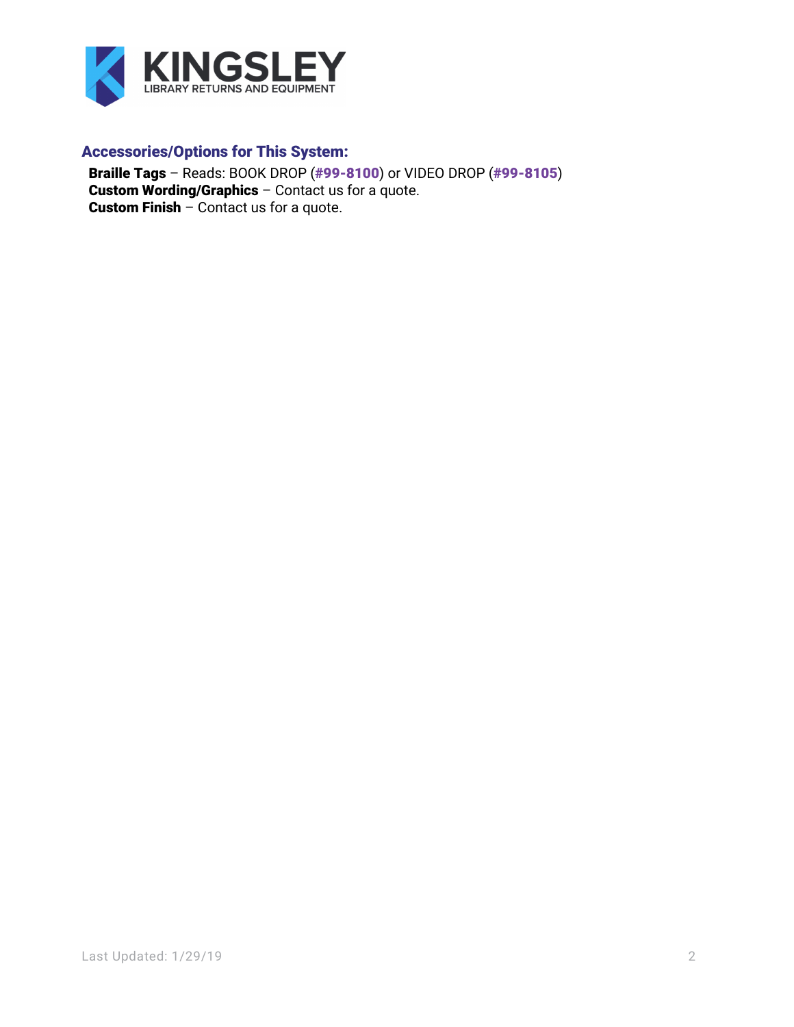### Accessories/Options for This System:

**Braille Tags** – Reads: BOOK DROP (**#99-8100**) or VIDEO DROP (**#99-8105**)
**Custom Wording/Graphics** – Contact us for a quote.
**Custom Finish** – Contact us for a quote.

Last Updated: 1/29/19